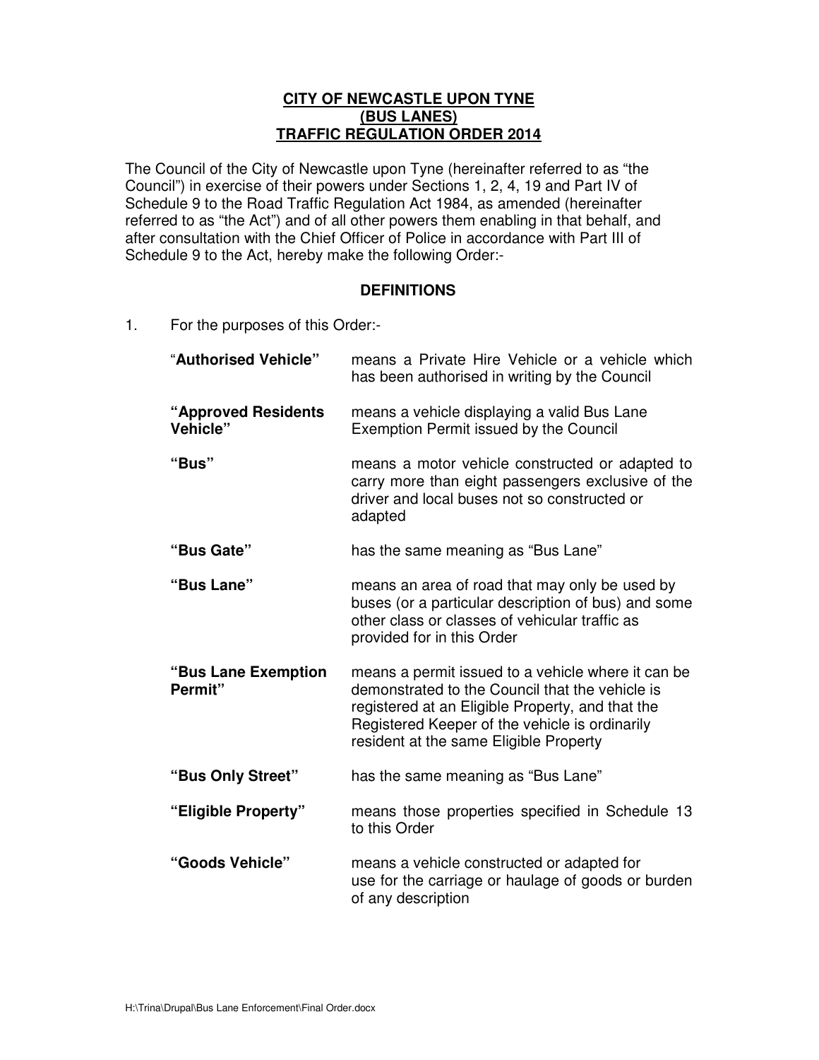# CITY OF NEWCASTLE UPON TYNE (BUS LANES) TRAFFIC REGULATION ORDER 2014

The Council of the City of Newcastle upon Tyne (hereinafter referred to as "the Council") in exercise of their powers under Sections 1, 2, 4, 19 and Part IV of Schedule 9 to the Road Traffic Regulation Act 1984, as amended (hereinafter referred to as "the Act") and of all other powers them enabling in that behalf, and after consultation with the Chief Officer of Police in accordance with Part III of Schedule 9 to the Act, hereby make the following Order:-

## DEFINITIONS

1. For the purposes of this Order:-

| | |
|---|---|
| **"Authorised Vehicle"** | means a Private Hire Vehicle or a vehicle which has been authorised in writing by the Council |
| **"Approved Residents Vehicle"** | means a vehicle displaying a valid Bus Lane Exemption Permit issued by the Council |
| **"Bus"** | means a motor vehicle constructed or adapted to carry more than eight passengers exclusive of the driver and local buses not so constructed or adapted |
| **"Bus Gate"** | has the same meaning as "Bus Lane" |
| **"Bus Lane"** | means an area of road that may only be used by buses (or a particular description of bus) and some other class or classes of vehicular traffic as provided for in this Order |
| **"Bus Lane Exemption Permit"** | means a permit issued to a vehicle where it can be demonstrated to the Council that the vehicle is registered at an Eligible Property, and that the Registered Keeper of the vehicle is ordinarily resident at the same Eligible Property |
| **"Bus Only Street"** | has the same meaning as "Bus Lane" |
| **"Eligible Property"** | means those properties specified in Schedule 13 to this Order |
| **"Goods Vehicle"** | means a vehicle constructed or adapted for use for the carriage or haulage of goods or burden of any description |

H:\Trina\Drupal\Bus Lane Enforcement\Final Order.docx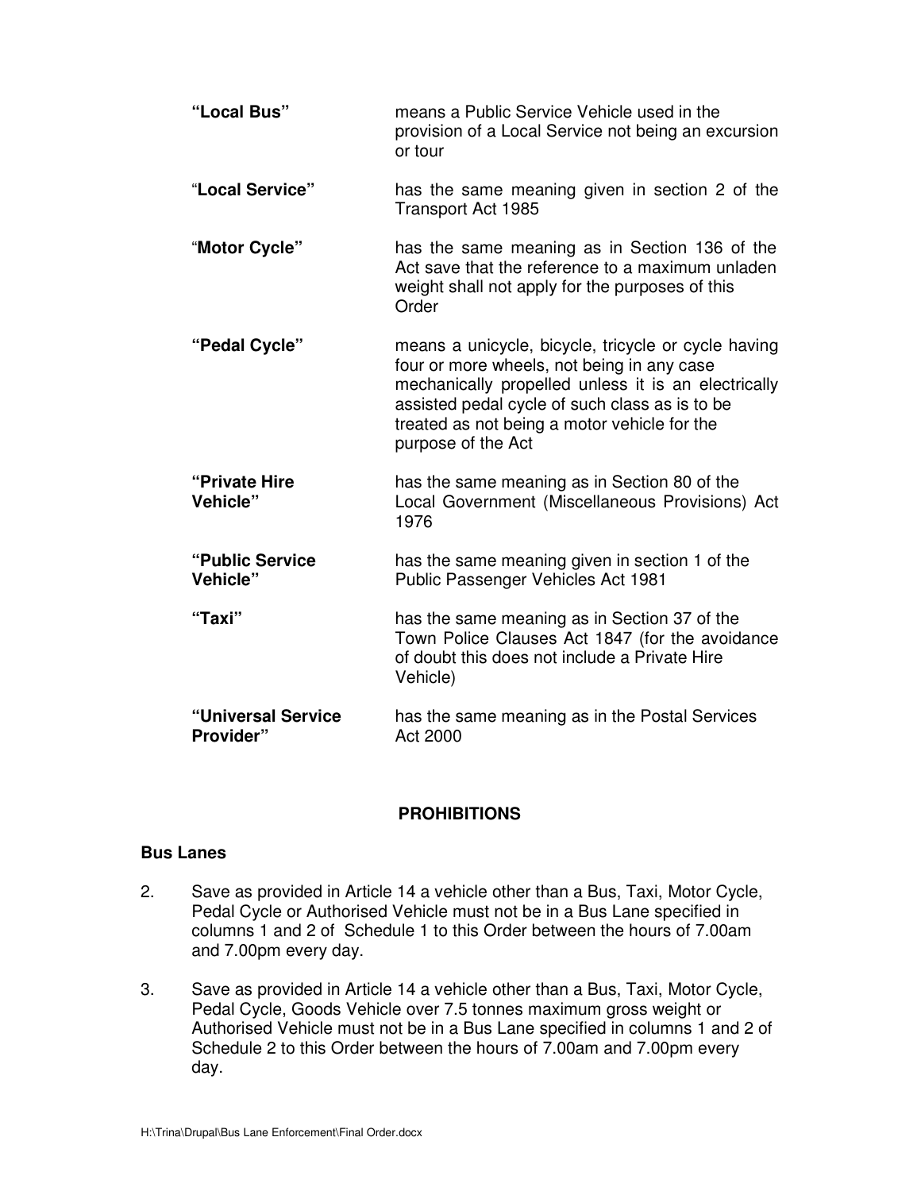| | |
|---|---|
| **"Local Bus"** | means a Public Service Vehicle used in the provision of a Local Service not being an excursion or tour |
| "**Local Service"** | has the same meaning given in section 2 of the Transport Act 1985 |
| "**Motor Cycle"** | has the same meaning as in Section 136 of the Act save that the reference to a maximum unladen weight shall not apply for the purposes of this Order |
| **"Pedal Cycle"** | means a unicycle, bicycle, tricycle or cycle having four or more wheels, not being in any case mechanically propelled unless it is an electrically assisted pedal cycle of such class as is to be treated as not being a motor vehicle for the purpose of the Act |
| **"Private Hire Vehicle"** | has the same meaning as in Section 80 of the Local Government (Miscellaneous Provisions) Act 1976 |
| **"Public Service Vehicle"** | has the same meaning given in section 1 of the Public Passenger Vehicles Act 1981 |
| **"Taxi"** | has the same meaning as in Section 37 of the Town Police Clauses Act 1847 (for the avoidance of doubt this does not include a Private Hire Vehicle) |
| **"Universal Service Provider"** | has the same meaning as in the Postal Services Act 2000 |

## PROHIBITIONS

### Bus Lanes

2. Save as provided in Article 14 a vehicle other than a Bus, Taxi, Motor Cycle, Pedal Cycle or Authorised Vehicle must not be in a Bus Lane specified in columns 1 and 2 of Schedule 1 to this Order between the hours of 7.00am and 7.00pm every day.

3. Save as provided in Article 14 a vehicle other than a Bus, Taxi, Motor Cycle, Pedal Cycle, Goods Vehicle over 7.5 tonnes maximum gross weight or Authorised Vehicle must not be in a Bus Lane specified in columns 1 and 2 of Schedule 2 to this Order between the hours of 7.00am and 7.00pm every day.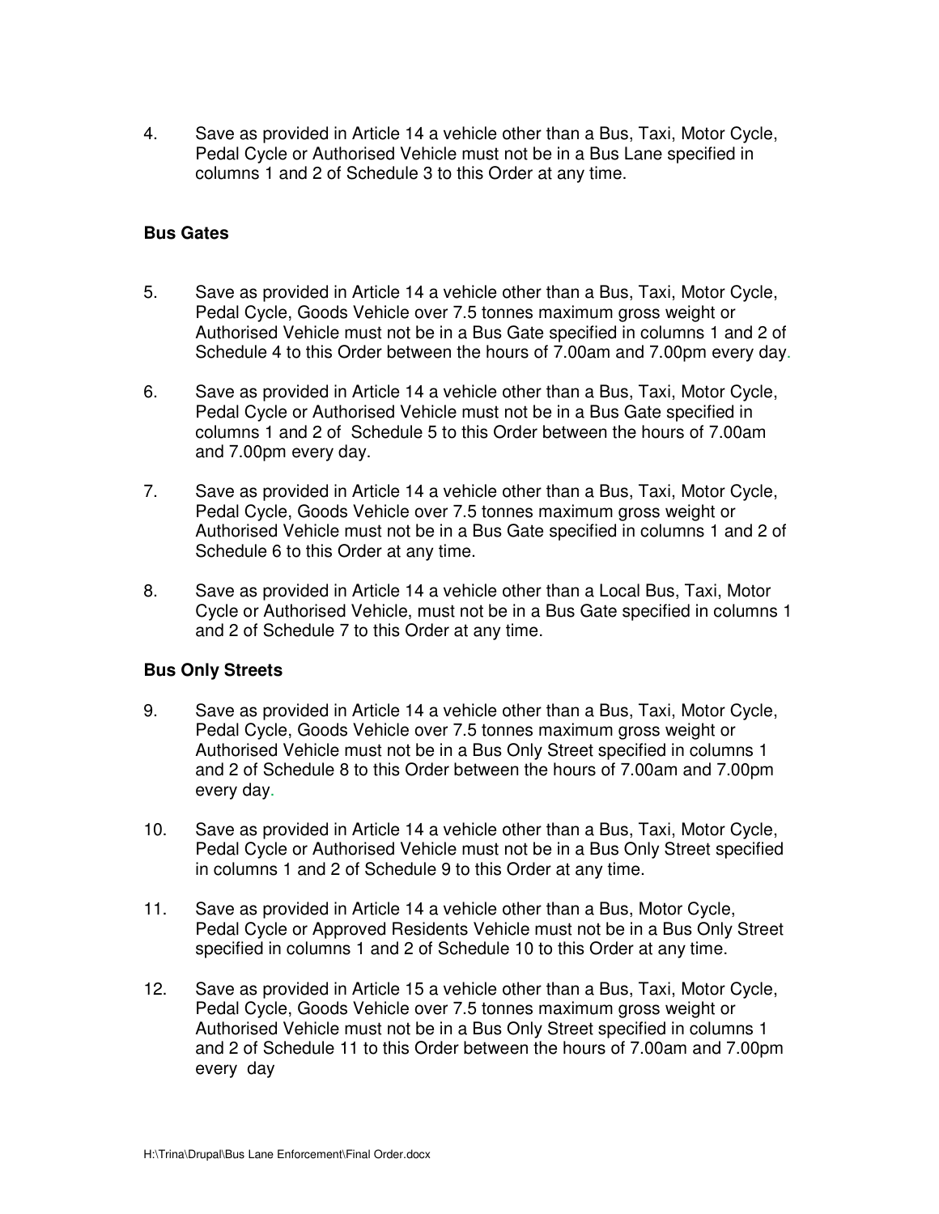4. Save as provided in Article 14 a vehicle other than a Bus, Taxi, Motor Cycle, Pedal Cycle or Authorised Vehicle must not be in a Bus Lane specified in columns 1 and 2 of Schedule 3 to this Order at any time.

**Bus Gates**

5. Save as provided in Article 14 a vehicle other than a Bus, Taxi, Motor Cycle, Pedal Cycle, Goods Vehicle over 7.5 tonnes maximum gross weight or Authorised Vehicle must not be in a Bus Gate specified in columns 1 and 2 of Schedule 4 to this Order between the hours of 7.00am and 7.00pm every day.

6. Save as provided in Article 14 a vehicle other than a Bus, Taxi, Motor Cycle, Pedal Cycle or Authorised Vehicle must not be in a Bus Gate specified in columns 1 and 2 of Schedule 5 to this Order between the hours of 7.00am and 7.00pm every day.

7. Save as provided in Article 14 a vehicle other than a Bus, Taxi, Motor Cycle, Pedal Cycle, Goods Vehicle over 7.5 tonnes maximum gross weight or Authorised Vehicle must not be in a Bus Gate specified in columns 1 and 2 of Schedule 6 to this Order at any time.

8. Save as provided in Article 14 a vehicle other than a Local Bus, Taxi, Motor Cycle or Authorised Vehicle, must not be in a Bus Gate specified in columns 1 and 2 of Schedule 7 to this Order at any time.

**Bus Only Streets**

9. Save as provided in Article 14 a vehicle other than a Bus, Taxi, Motor Cycle, Pedal Cycle, Goods Vehicle over 7.5 tonnes maximum gross weight or Authorised Vehicle must not be in a Bus Only Street specified in columns 1 and 2 of Schedule 8 to this Order between the hours of 7.00am and 7.00pm every day.

10. Save as provided in Article 14 a vehicle other than a Bus, Taxi, Motor Cycle, Pedal Cycle or Authorised Vehicle must not be in a Bus Only Street specified in columns 1 and 2 of Schedule 9 to this Order at any time.

11. Save as provided in Article 14 a vehicle other than a Bus, Motor Cycle, Pedal Cycle or Approved Residents Vehicle must not be in a Bus Only Street specified in columns 1 and 2 of Schedule 10 to this Order at any time.

12. Save as provided in Article 15 a vehicle other than a Bus, Taxi, Motor Cycle, Pedal Cycle, Goods Vehicle over 7.5 tonnes maximum gross weight or Authorised Vehicle must not be in a Bus Only Street specified in columns 1 and 2 of Schedule 11 to this Order between the hours of 7.00am and 7.00pm every day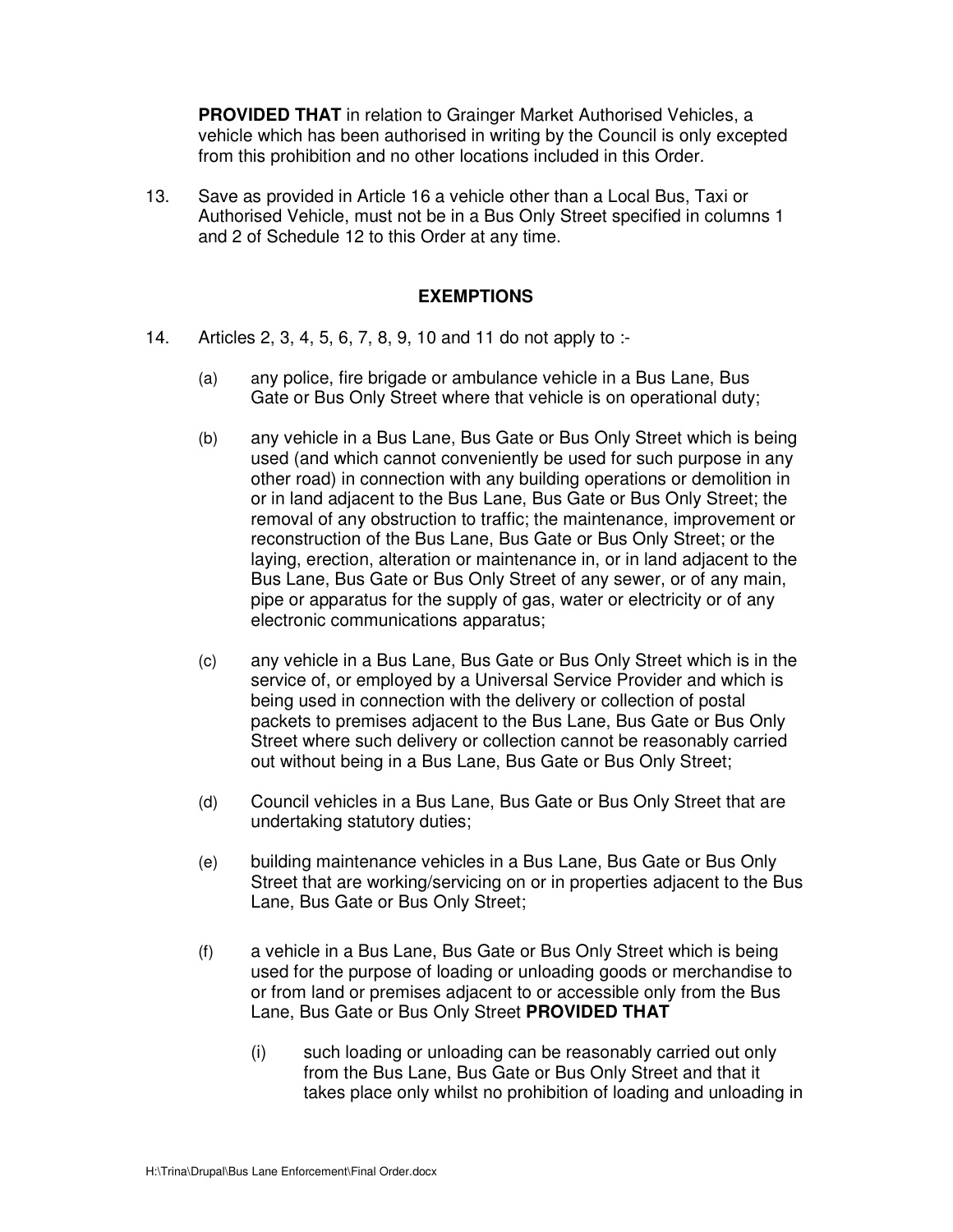**PROVIDED THAT** in relation to Grainger Market Authorised Vehicles, a vehicle which has been authorised in writing by the Council is only excepted from this prohibition and no other locations included in this Order.

13. Save as provided in Article 16 a vehicle other than a Local Bus, Taxi or Authorised Vehicle, must not be in a Bus Only Street specified in columns 1 and 2 of Schedule 12 to this Order at any time.

## EXEMPTIONS

14. Articles 2, 3, 4, 5, 6, 7, 8, 9, 10 and 11 do not apply to :-

    (a) any police, fire brigade or ambulance vehicle in a Bus Lane, Bus Gate or Bus Only Street where that vehicle is on operational duty;

    (b) any vehicle in a Bus Lane, Bus Gate or Bus Only Street which is being used (and which cannot conveniently be used for such purpose in any other road) in connection with any building operations or demolition in or in land adjacent to the Bus Lane, Bus Gate or Bus Only Street; the removal of any obstruction to traffic; the maintenance, improvement or reconstruction of the Bus Lane, Bus Gate or Bus Only Street; or the laying, erection, alteration or maintenance in, or in land adjacent to the Bus Lane, Bus Gate or Bus Only Street of any sewer, or of any main, pipe or apparatus for the supply of gas, water or electricity or of any electronic communications apparatus;

    (c) any vehicle in a Bus Lane, Bus Gate or Bus Only Street which is in the service of, or employed by a Universal Service Provider and which is being used in connection with the delivery or collection of postal packets to premises adjacent to the Bus Lane, Bus Gate or Bus Only Street where such delivery or collection cannot be reasonably carried out without being in a Bus Lane, Bus Gate or Bus Only Street;

    (d) Council vehicles in a Bus Lane, Bus Gate or Bus Only Street that are undertaking statutory duties;

    (e) building maintenance vehicles in a Bus Lane, Bus Gate or Bus Only Street that are working/servicing on or in properties adjacent to the Bus Lane, Bus Gate or Bus Only Street;

    (f) a vehicle in a Bus Lane, Bus Gate or Bus Only Street which is being used for the purpose of loading or unloading goods or merchandise to or from land or premises adjacent to or accessible only from the Bus Lane, Bus Gate or Bus Only Street **PROVIDED THAT**

        (i) such loading or unloading can be reasonably carried out only from the Bus Lane, Bus Gate or Bus Only Street and that it takes place only whilst no prohibition of loading and unloading in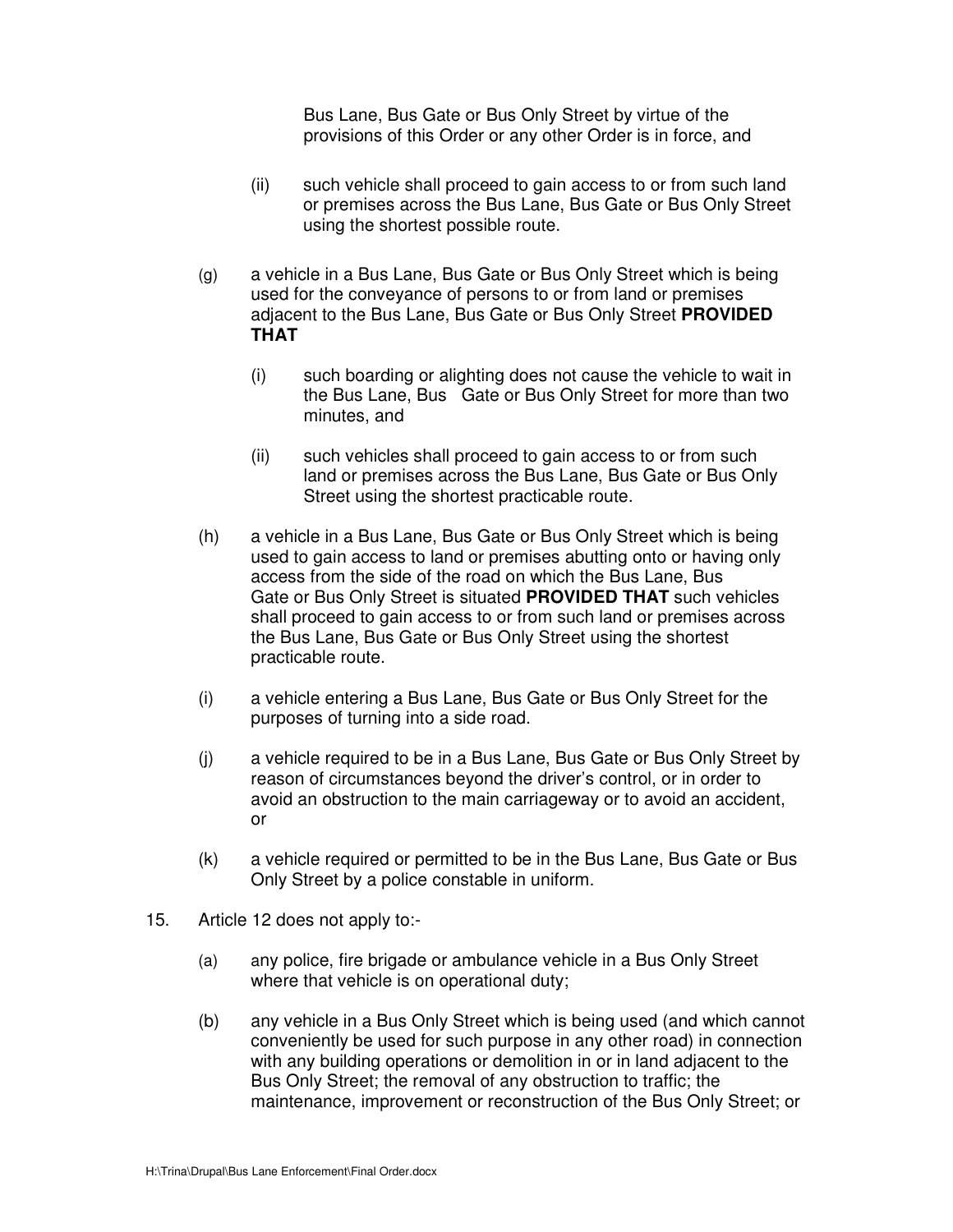Bus Lane, Bus Gate or Bus Only Street by virtue of the provisions of this Order or any other Order is in force, and

(ii) such vehicle shall proceed to gain access to or from such land or premises across the Bus Lane, Bus Gate or Bus Only Street using the shortest possible route.

(g) a vehicle in a Bus Lane, Bus Gate or Bus Only Street which is being used for the conveyance of persons to or from land or premises adjacent to the Bus Lane, Bus Gate or Bus Only Street **PROVIDED THAT**

(i) such boarding or alighting does not cause the vehicle to wait in the Bus Lane, Bus Gate or Bus Only Street for more than two minutes, and

(ii) such vehicles shall proceed to gain access to or from such land or premises across the Bus Lane, Bus Gate or Bus Only Street using the shortest practicable route.

(h) a vehicle in a Bus Lane, Bus Gate or Bus Only Street which is being used to gain access to land or premises abutting onto or having only access from the side of the road on which the Bus Lane, Bus Gate or Bus Only Street is situated **PROVIDED THAT** such vehicles shall proceed to gain access to or from such land or premises across the Bus Lane, Bus Gate or Bus Only Street using the shortest practicable route.

(i) a vehicle entering a Bus Lane, Bus Gate or Bus Only Street for the purposes of turning into a side road.

(j) a vehicle required to be in a Bus Lane, Bus Gate or Bus Only Street by reason of circumstances beyond the driver's control, or in order to avoid an obstruction to the main carriageway or to avoid an accident, or

(k) a vehicle required or permitted to be in the Bus Lane, Bus Gate or Bus Only Street by a police constable in uniform.

15. Article 12 does not apply to:-

(a) any police, fire brigade or ambulance vehicle in a Bus Only Street where that vehicle is on operational duty;

(b) any vehicle in a Bus Only Street which is being used (and which cannot conveniently be used for such purpose in any other road) in connection with any building operations or demolition in or in land adjacent to the Bus Only Street; the removal of any obstruction to traffic; the maintenance, improvement or reconstruction of the Bus Only Street; or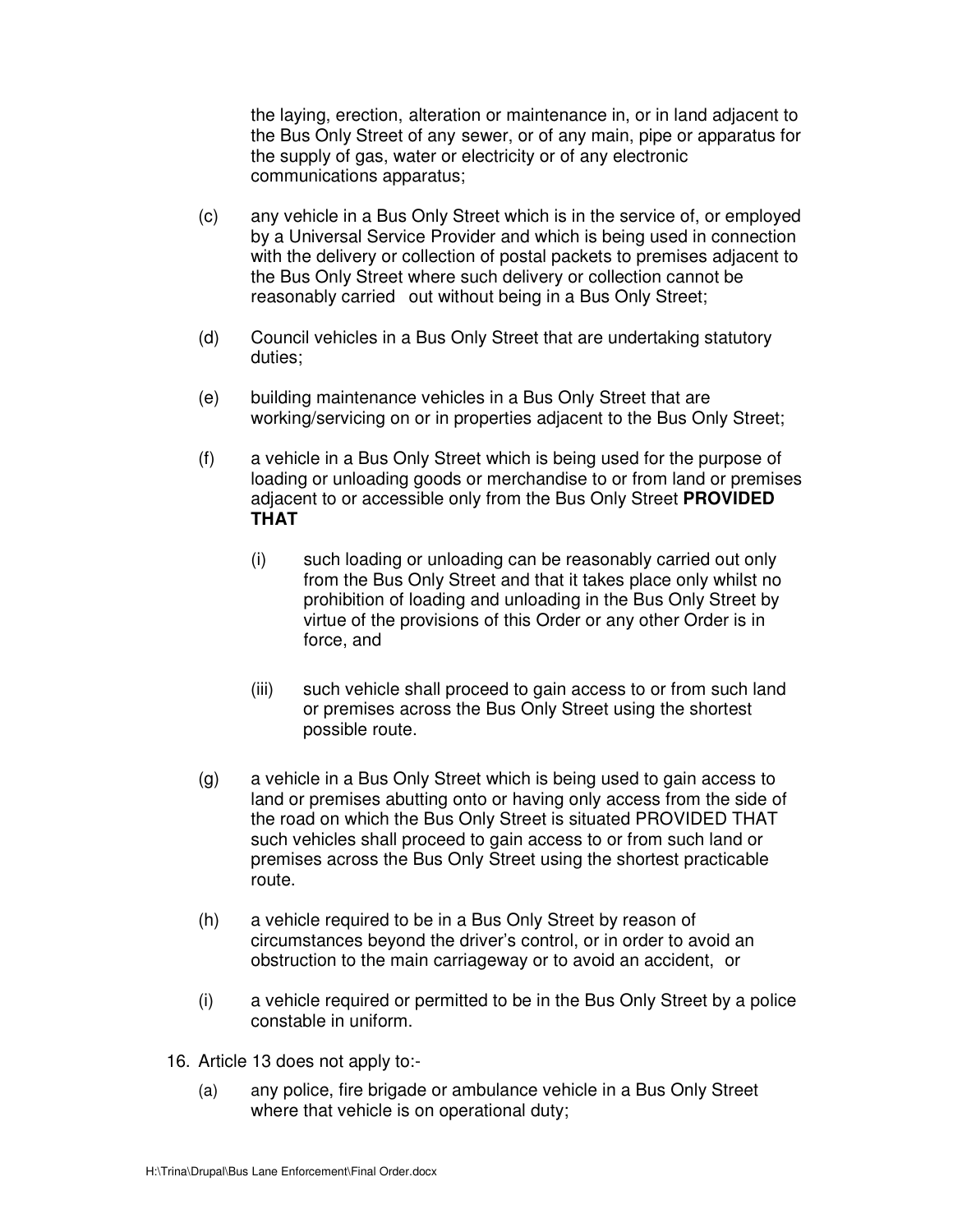the laying, erection, alteration or maintenance in, or in land adjacent to the Bus Only Street of any sewer, or of any main, pipe or apparatus for the supply of gas, water or electricity or of any electronic communications apparatus;

(c) any vehicle in a Bus Only Street which is in the service of, or employed by a Universal Service Provider and which is being used in connection with the delivery or collection of postal packets to premises adjacent to the Bus Only Street where such delivery or collection cannot be reasonably carried out without being in a Bus Only Street;

(d) Council vehicles in a Bus Only Street that are undertaking statutory duties;

(e) building maintenance vehicles in a Bus Only Street that are working/servicing on or in properties adjacent to the Bus Only Street;

(f) a vehicle in a Bus Only Street which is being used for the purpose of loading or unloading goods or merchandise to or from land or premises adjacent to or accessible only from the Bus Only Street **PROVIDED THAT**

   (i) such loading or unloading can be reasonably carried out only from the Bus Only Street and that it takes place only whilst no prohibition of loading and unloading in the Bus Only Street by virtue of the provisions of this Order or any other Order is in force, and

   (iii) such vehicle shall proceed to gain access to or from such land or premises across the Bus Only Street using the shortest possible route.

(g) a vehicle in a Bus Only Street which is being used to gain access to land or premises abutting onto or having only access from the side of the road on which the Bus Only Street is situated PROVIDED THAT such vehicles shall proceed to gain access to or from such land or premises across the Bus Only Street using the shortest practicable route.

(h) a vehicle required to be in a Bus Only Street by reason of circumstances beyond the driver's control, or in order to avoid an obstruction to the main carriageway or to avoid an accident, or

(i) a vehicle required or permitted to be in the Bus Only Street by a police constable in uniform.

16. Article 13 does not apply to:-

   (a) any police, fire brigade or ambulance vehicle in a Bus Only Street where that vehicle is on operational duty;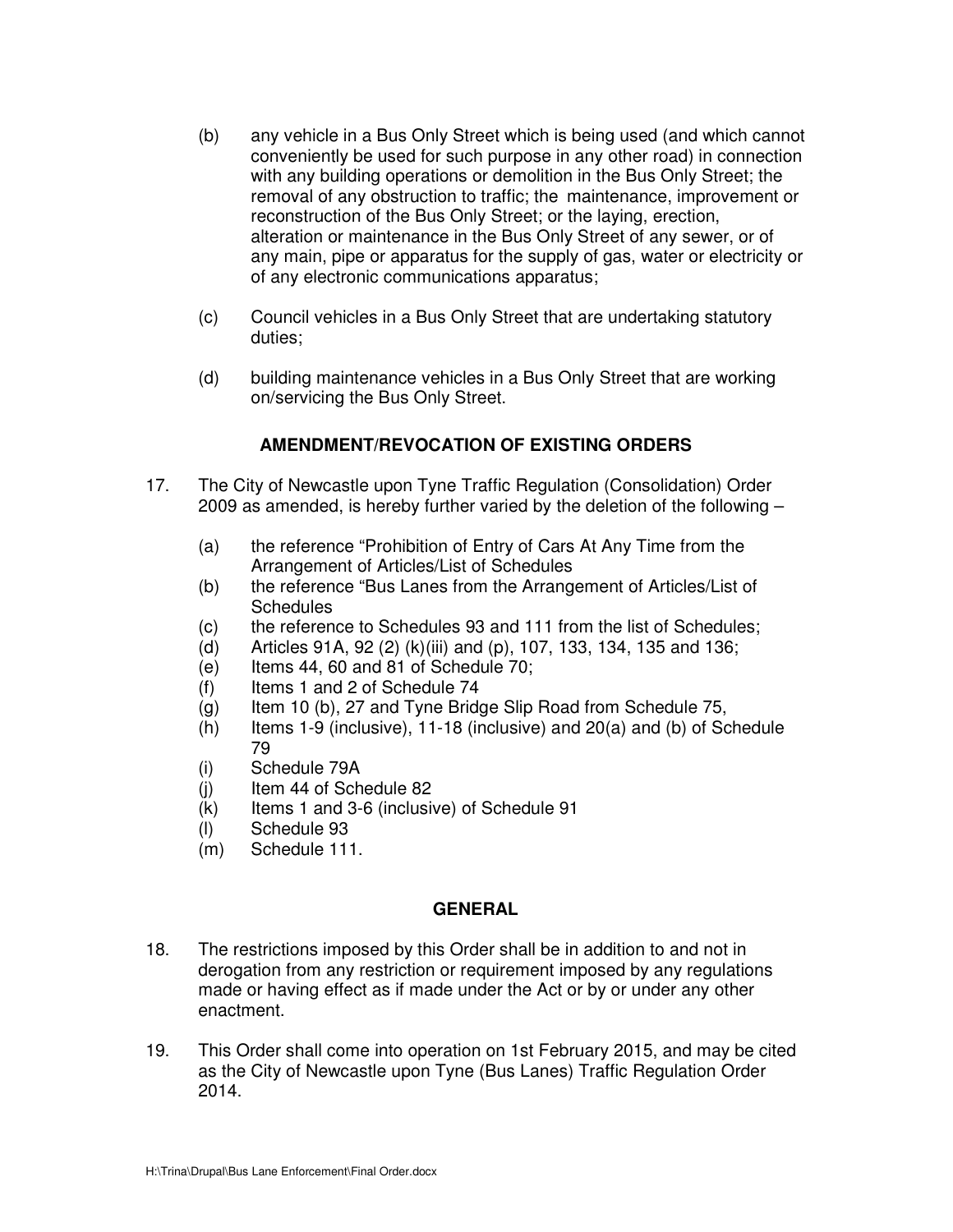(b) any vehicle in a Bus Only Street which is being used (and which cannot conveniently be used for such purpose in any other road) in connection with any building operations or demolition in the Bus Only Street; the removal of any obstruction to traffic; the maintenance, improvement or reconstruction of the Bus Only Street; or the laying, erection, alteration or maintenance in the Bus Only Street of any sewer, or of any main, pipe or apparatus for the supply of gas, water or electricity or of any electronic communications apparatus;

(c) Council vehicles in a Bus Only Street that are undertaking statutory duties;

(d) building maintenance vehicles in a Bus Only Street that are working on/servicing the Bus Only Street.

## AMENDMENT/REVOCATION OF EXISTING ORDERS

17. The City of Newcastle upon Tyne Traffic Regulation (Consolidation) Order 2009 as amended, is hereby further varied by the deletion of the following –

   (a) the reference "Prohibition of Entry of Cars At Any Time from the Arrangement of Articles/List of Schedules
   (b) the reference "Bus Lanes from the Arrangement of Articles/List of Schedules
   (c) the reference to Schedules 93 and 111 from the list of Schedules;
   (d) Articles 91A, 92 (2) (k)(iii) and (p), 107, 133, 134, 135 and 136;
   (e) Items 44, 60 and 81 of Schedule 70;
   (f) Items 1 and 2 of Schedule 74
   (g) Item 10 (b), 27 and Tyne Bridge Slip Road from Schedule 75,
   (h) Items 1-9 (inclusive), 11-18 (inclusive) and 20(a) and (b) of Schedule 79
   (i) Schedule 79A
   (j) Item 44 of Schedule 82
   (k) Items 1 and 3-6 (inclusive) of Schedule 91
   (l) Schedule 93
   (m) Schedule 111.

## GENERAL

18. The restrictions imposed by this Order shall be in addition to and not in derogation from any restriction or requirement imposed by any regulations made or having effect as if made under the Act or by or under any other enactment.

19. This Order shall come into operation on 1st February 2015, and may be cited as the City of Newcastle upon Tyne (Bus Lanes) Traffic Regulation Order 2014.

H:\Trina\Drupal\Bus Lane Enforcement\Final Order.docx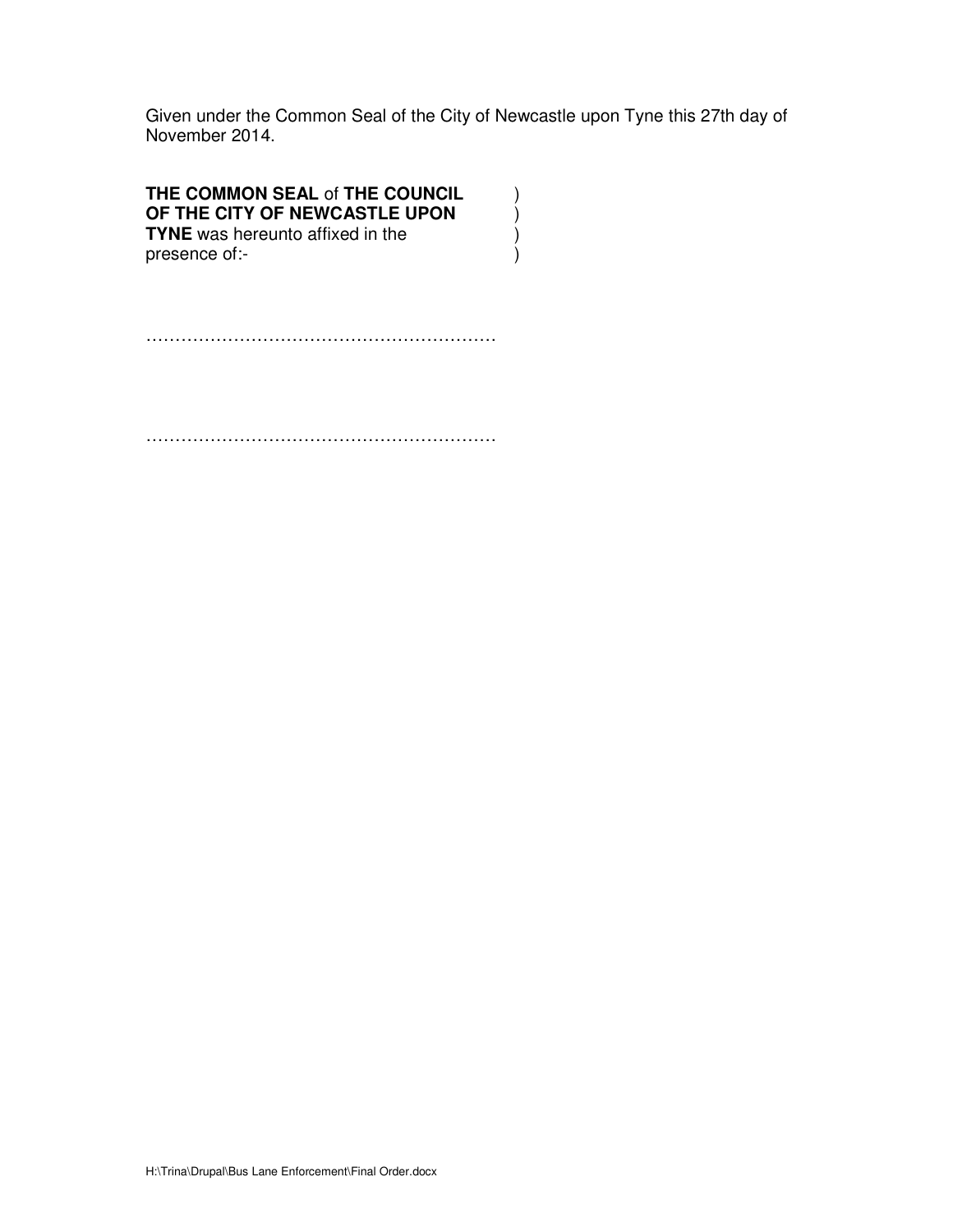Given under the Common Seal of the City of Newcastle upon Tyne this 27th day of November 2014.

**THE COMMON SEAL** of **THE COUNCIL OF THE CITY OF NEWCASTLE UPON TYNE** was hereunto affixed in the presence of:-                                                  )
)
)
)

……………………………………………………

……………………………………………………

H:\Trina\Drupal\Bus Lane Enforcement\Final Order.docx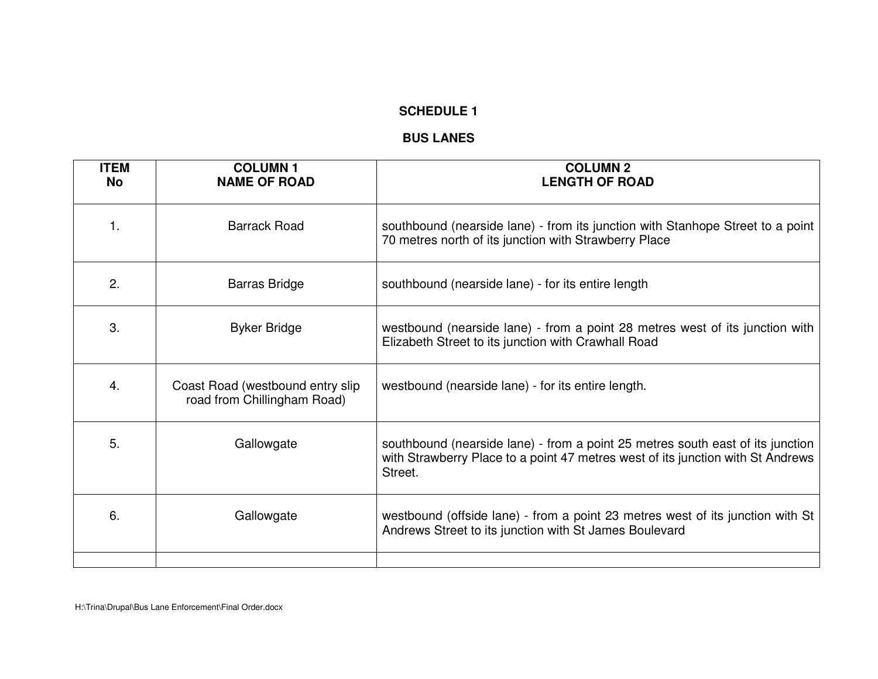## SCHEDULE 1

## BUS LANES

| ITEM No | COLUMN 1 NAME OF ROAD | COLUMN 2 LENGTH OF ROAD |
|---|---|---|
| 1. | Barrack Road | southbound (nearside lane) - from its junction with Stanhope Street to a point 70 metres north of its junction with Strawberry Place |
| 2. | Barras Bridge | southbound (nearside lane) - for its entire length |
| 3. | Byker Bridge | westbound (nearside lane) - from a point 28 metres west of its junction with Elizabeth Street to its junction with Crawhall Road |
| 4. | Coast Road (westbound entry slip road from Chillingham Road) | westbound (nearside lane) - for its entire length. |
| 5. | Gallowgate | southbound (nearside lane) - from a point 25 metres south east of its junction with Strawberry Place to a point 47 metres west of its junction with St Andrews Street. |
| 6. | Gallowgate | westbound (offside lane) - from a point 23 metres west of its junction with St Andrews Street to its junction with St James Boulevard |
| | | |

H:\Trina\Drupal\Bus Lane Enforcement\Final Order.docx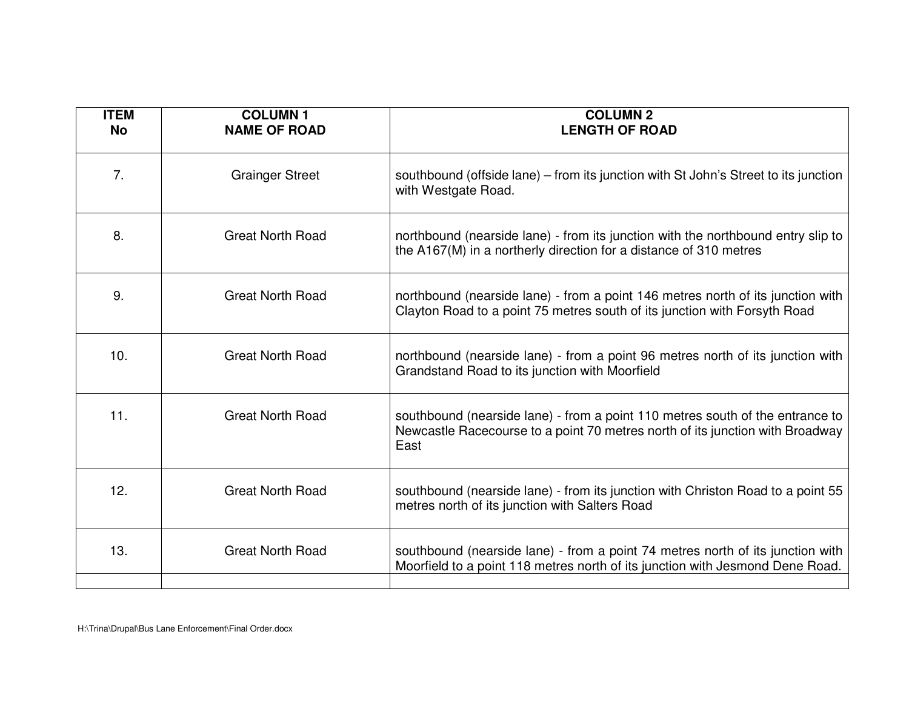| ITEM No | COLUMN 1 NAME OF ROAD | COLUMN 2 LENGTH OF ROAD |
|---|---|---|
| 7. | Grainger Street | southbound (offside lane) – from its junction with St John's Street to its junction with Westgate Road. |
| 8. | Great North Road | northbound (nearside lane) - from its junction with the northbound entry slip to the A167(M) in a northerly direction for a distance of 310 metres |
| 9. | Great North Road | northbound (nearside lane) - from a point 146 metres north of its junction with Clayton Road to a point 75 metres south of its junction with Forsyth Road |
| 10. | Great North Road | northbound (nearside lane) - from a point 96 metres north of its junction with Grandstand Road to its junction with Moorfield |
| 11. | Great North Road | southbound (nearside lane) - from a point 110 metres south of the entrance to Newcastle Racecourse to a point 70 metres north of its junction with Broadway East |
| 12. | Great North Road | southbound (nearside lane) - from its junction with Christon Road to a point 55 metres north of its junction with Salters Road |
| 13. | Great North Road | southbound (nearside lane) - from a point 74 metres north of its junction with Moorfield to a point 118 metres north of its junction with Jesmond Dene Road. |
| | | |

H:\Trina\Drupal\Bus Lane Enforcement\Final Order.docx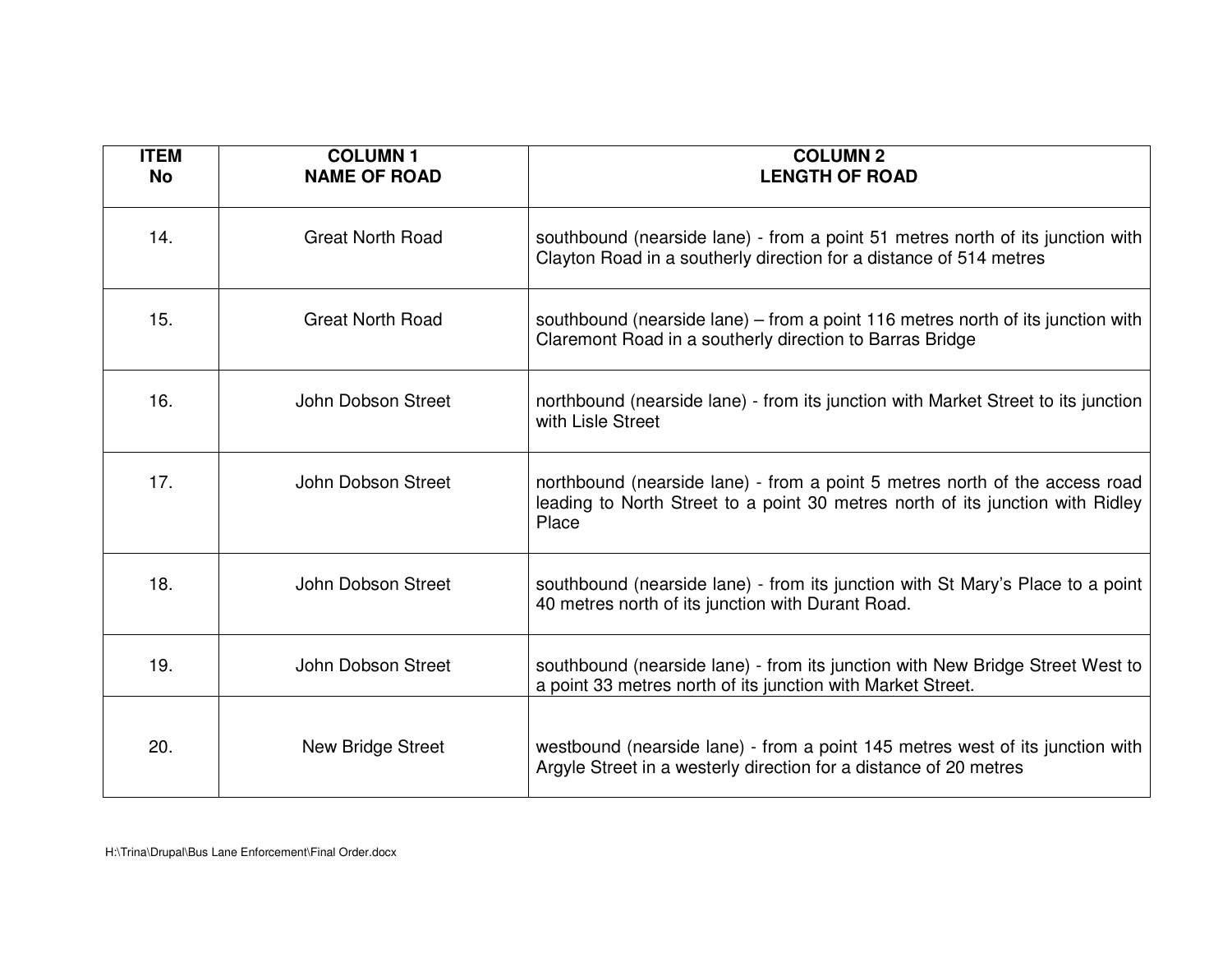| ITEM No | COLUMN 1 NAME OF ROAD | COLUMN 2 LENGTH OF ROAD |
|---|---|---|
| 14. | Great North Road | southbound (nearside lane) - from a point 51 metres north of its junction with Clayton Road in a southerly direction for a distance of 514 metres |
| 15. | Great North Road | southbound (nearside lane) – from a point 116 metres north of its junction with Claremont Road in a southerly direction to Barras Bridge |
| 16. | John Dobson Street | northbound (nearside lane) - from its junction with Market Street to its junction with Lisle Street |
| 17. | John Dobson Street | northbound (nearside lane) - from a point 5 metres north of the access road leading to North Street to a point 30 metres north of its junction with Ridley Place |
| 18. | John Dobson Street | southbound (nearside lane) - from its junction with St Mary's Place to a point 40 metres north of its junction with Durant Road. |
| 19. | John Dobson Street | southbound (nearside lane) - from its junction with New Bridge Street West to a point 33 metres north of its junction with Market Street. |
| 20. | New Bridge Street | westbound (nearside lane) - from a point 145 metres west of its junction with Argyle Street in a westerly direction for a distance of 20 metres |

H:\Trina\Drupal\Bus Lane Enforcement\Final Order.docx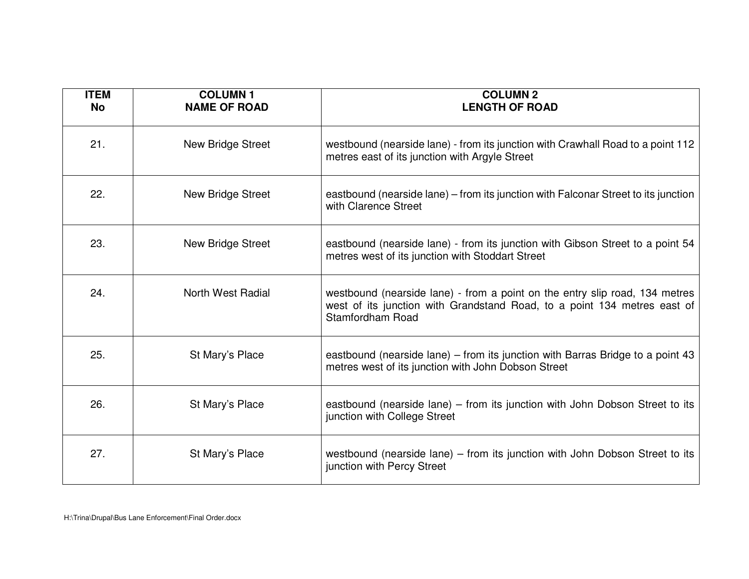| ITEM No | COLUMN 1 NAME OF ROAD | COLUMN 2 LENGTH OF ROAD |
|---|---|---|
| 21. | New Bridge Street | westbound (nearside lane) - from its junction with Crawhall Road to a point 112 metres east of its junction with Argyle Street |
| 22. | New Bridge Street | eastbound (nearside lane) – from its junction with Falconar Street to its junction with Clarence Street |
| 23. | New Bridge Street | eastbound (nearside lane) - from its junction with Gibson Street to a point 54 metres west of its junction with Stoddart Street |
| 24. | North West Radial | westbound (nearside lane) - from a point on the entry slip road, 134 metres west of its junction with Grandstand Road, to a point 134 metres east of Stamfordham Road |
| 25. | St Mary's Place | eastbound (nearside lane) – from its junction with Barras Bridge to a point 43 metres west of its junction with John Dobson Street |
| 26. | St Mary's Place | eastbound (nearside lane) – from its junction with John Dobson Street to its junction with College Street |
| 27. | St Mary's Place | westbound (nearside lane) – from its junction with John Dobson Street to its junction with Percy Street |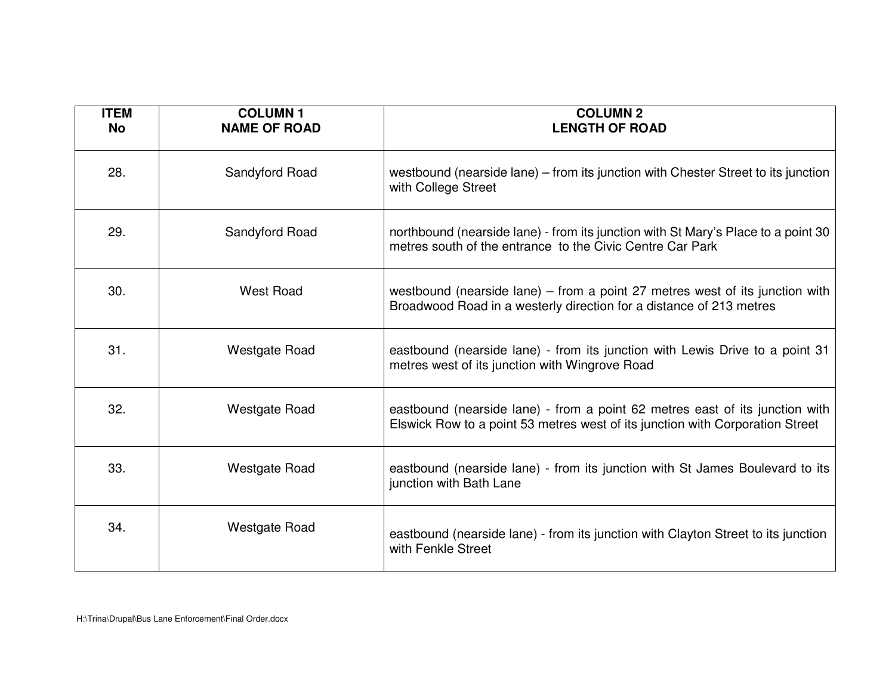| ITEM No | COLUMN 1 NAME OF ROAD | COLUMN 2 LENGTH OF ROAD |
|---|---|---|
| 28. | Sandyford Road | westbound (nearside lane) – from its junction with Chester Street to its junction with College Street |
| 29. | Sandyford Road | northbound (nearside lane) - from its junction with St Mary's Place to a point 30 metres south of the entrance to the Civic Centre Car Park |
| 30. | West Road | westbound (nearside lane) – from a point 27 metres west of its junction with Broadwood Road in a westerly direction for a distance of 213 metres |
| 31. | Westgate Road | eastbound (nearside lane) - from its junction with Lewis Drive to a point 31 metres west of its junction with Wingrove Road |
| 32. | Westgate Road | eastbound (nearside lane) - from a point 62 metres east of its junction with Elswick Row to a point 53 metres west of its junction with Corporation Street |
| 33. | Westgate Road | eastbound (nearside lane) - from its junction with St James Boulevard to its junction with Bath Lane |
| 34. | Westgate Road | eastbound (nearside lane) - from its junction with Clayton Street to its junction with Fenkle Street |

H:\Trina\Drupal\Bus Lane Enforcement\Final Order.docx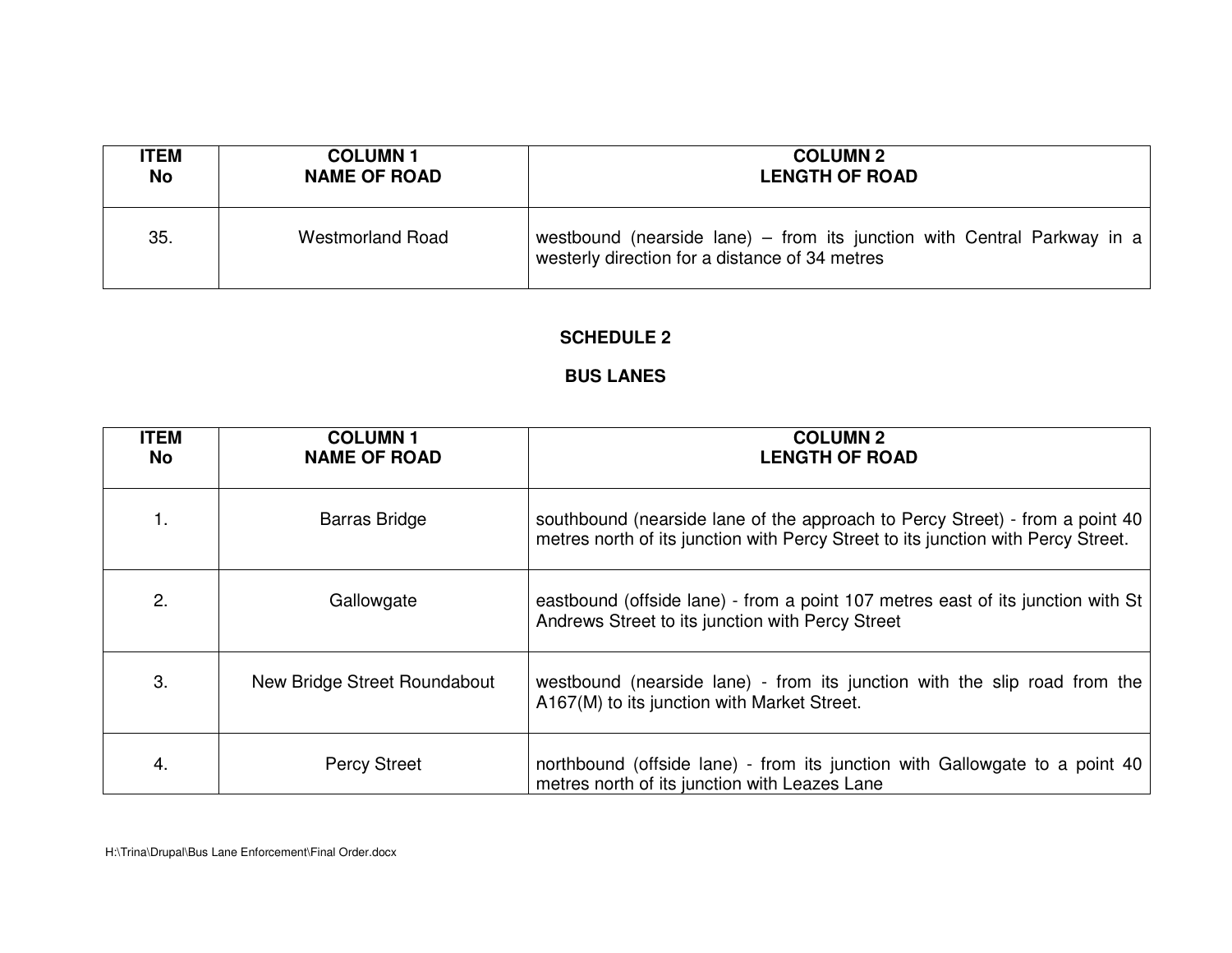| ITEM No | COLUMN 1 NAME OF ROAD | COLUMN 2 LENGTH OF ROAD |
|---|---|---|
| 35. | Westmorland Road | westbound (nearside lane) – from its junction with Central Parkway in a westerly direction for a distance of 34 metres |

## SCHEDULE 2

## BUS LANES

| ITEM No | COLUMN 1 NAME OF ROAD | COLUMN 2 LENGTH OF ROAD |
|---|---|---|
| 1. | Barras Bridge | southbound (nearside lane of the approach to Percy Street) - from a point 40 metres north of its junction with Percy Street to its junction with Percy Street. |
| 2. | Gallowgate | eastbound (offside lane) - from a point 107 metres east of its junction with St Andrews Street to its junction with Percy Street |
| 3. | New Bridge Street Roundabout | westbound (nearside lane) - from its junction with the slip road from the A167(M) to its junction with Market Street. |
| 4. | Percy Street | northbound (offside lane) - from its junction with Gallowgate to a point 40 metres north of its junction with Leazes Lane |

H:\Trina\Drupal\Bus Lane Enforcement\Final Order.docx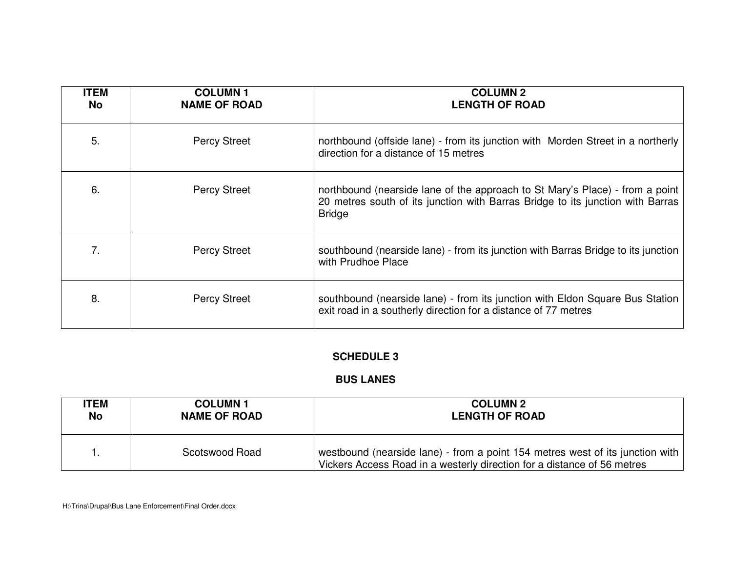| ITEM No | COLUMN 1 NAME OF ROAD | COLUMN 2 LENGTH OF ROAD |
|---|---|---|
| 5. | Percy Street | northbound (offside lane) - from its junction with Morden Street in a northerly direction for a distance of 15 metres |
| 6. | Percy Street | northbound (nearside lane of the approach to St Mary's Place) - from a point 20 metres south of its junction with Barras Bridge to its junction with Barras Bridge |
| 7. | Percy Street | southbound (nearside lane) - from its junction with Barras Bridge to its junction with Prudhoe Place |
| 8. | Percy Street | southbound (nearside lane) - from its junction with Eldon Square Bus Station exit road in a southerly direction for a distance of 77 metres |

## SCHEDULE 3

## BUS LANES

| ITEM No | COLUMN 1 NAME OF ROAD | COLUMN 2 LENGTH OF ROAD |
|---|---|---|
| 1. | Scotswood Road | westbound (nearside lane) - from a point 154 metres west of its junction with Vickers Access Road in a westerly direction for a distance of 56 metres |

H:\Trina\Drupal\Bus Lane Enforcement\Final Order.docx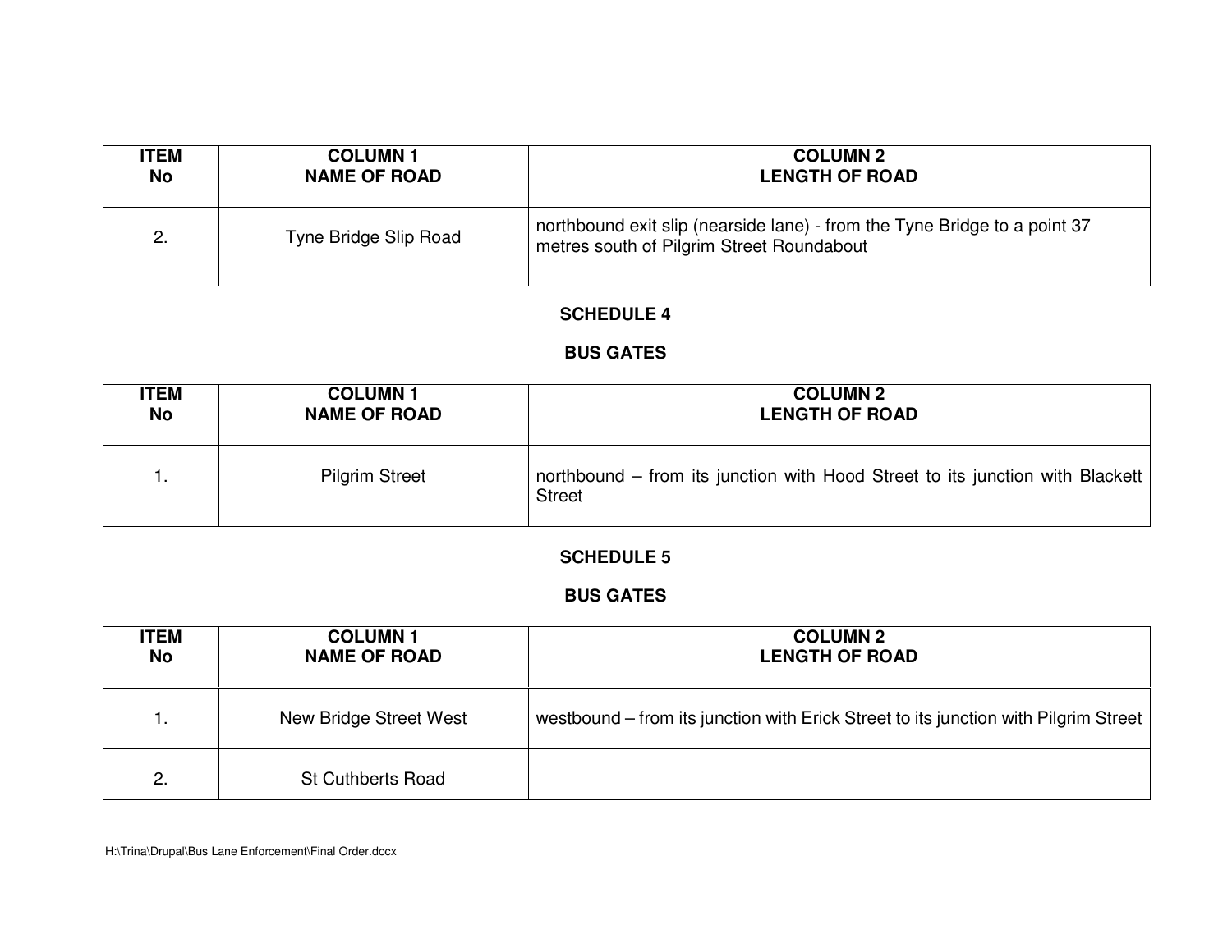| ITEM No | COLUMN 1 NAME OF ROAD | COLUMN 2 LENGTH OF ROAD |
|---|---|---|
| 2. | Tyne Bridge Slip Road | northbound exit slip (nearside lane) - from the Tyne Bridge to a point 37 metres south of Pilgrim Street Roundabout |

**SCHEDULE 4**

**BUS GATES**

| ITEM No | COLUMN 1 NAME OF ROAD | COLUMN 2 LENGTH OF ROAD |
|---|---|---|
| 1. | Pilgrim Street | northbound – from its junction with Hood Street to its junction with Blackett Street |

**SCHEDULE 5**

**BUS GATES**

| ITEM No | COLUMN 1 NAME OF ROAD | COLUMN 2 LENGTH OF ROAD |
|---|---|---|
| 1. | New Bridge Street West | westbound – from its junction with Erick Street to its junction with Pilgrim Street |
| 2. | St Cuthberts Road | |

H:\Trina\Drupal\Bus Lane Enforcement\Final Order.docx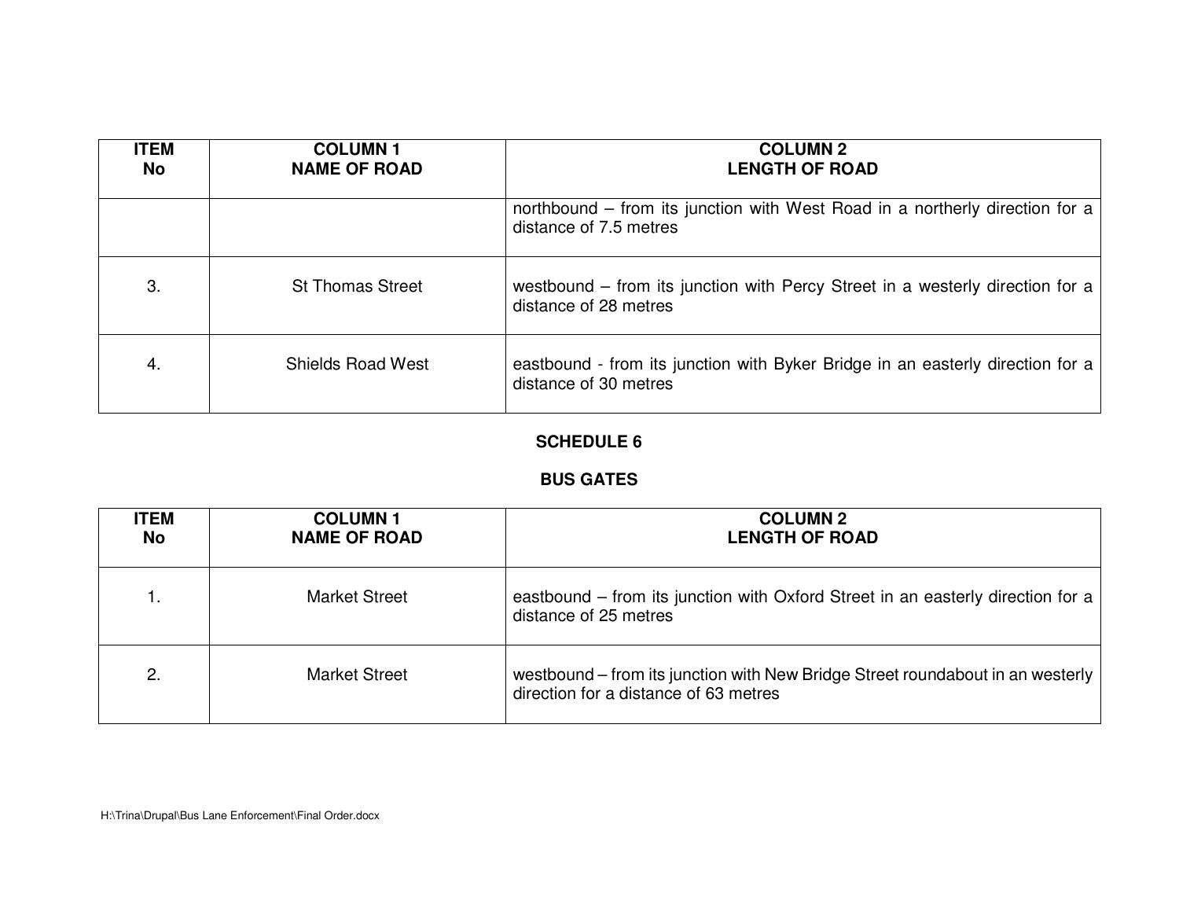| ITEM No | COLUMN 1 NAME OF ROAD | COLUMN 2 LENGTH OF ROAD |
|---|---|---|
| | | northbound – from its junction with West Road in a northerly direction for a distance of 7.5 metres |
| 3. | St Thomas Street | westbound – from its junction with Percy Street in a westerly direction for a distance of 28 metres |
| 4. | Shields Road West | eastbound - from its junction with Byker Bridge in an easterly direction for a distance of 30 metres |

## SCHEDULE 6

## BUS GATES

| ITEM No | COLUMN 1 NAME OF ROAD | COLUMN 2 LENGTH OF ROAD |
|---|---|---|
| 1. | Market Street | eastbound – from its junction with Oxford Street in an easterly direction for a distance of 25 metres |
| 2. | Market Street | westbound – from its junction with New Bridge Street roundabout in an westerly direction for a distance of 63 metres |

H:\Trina\Drupal\Bus Lane Enforcement\Final Order.docx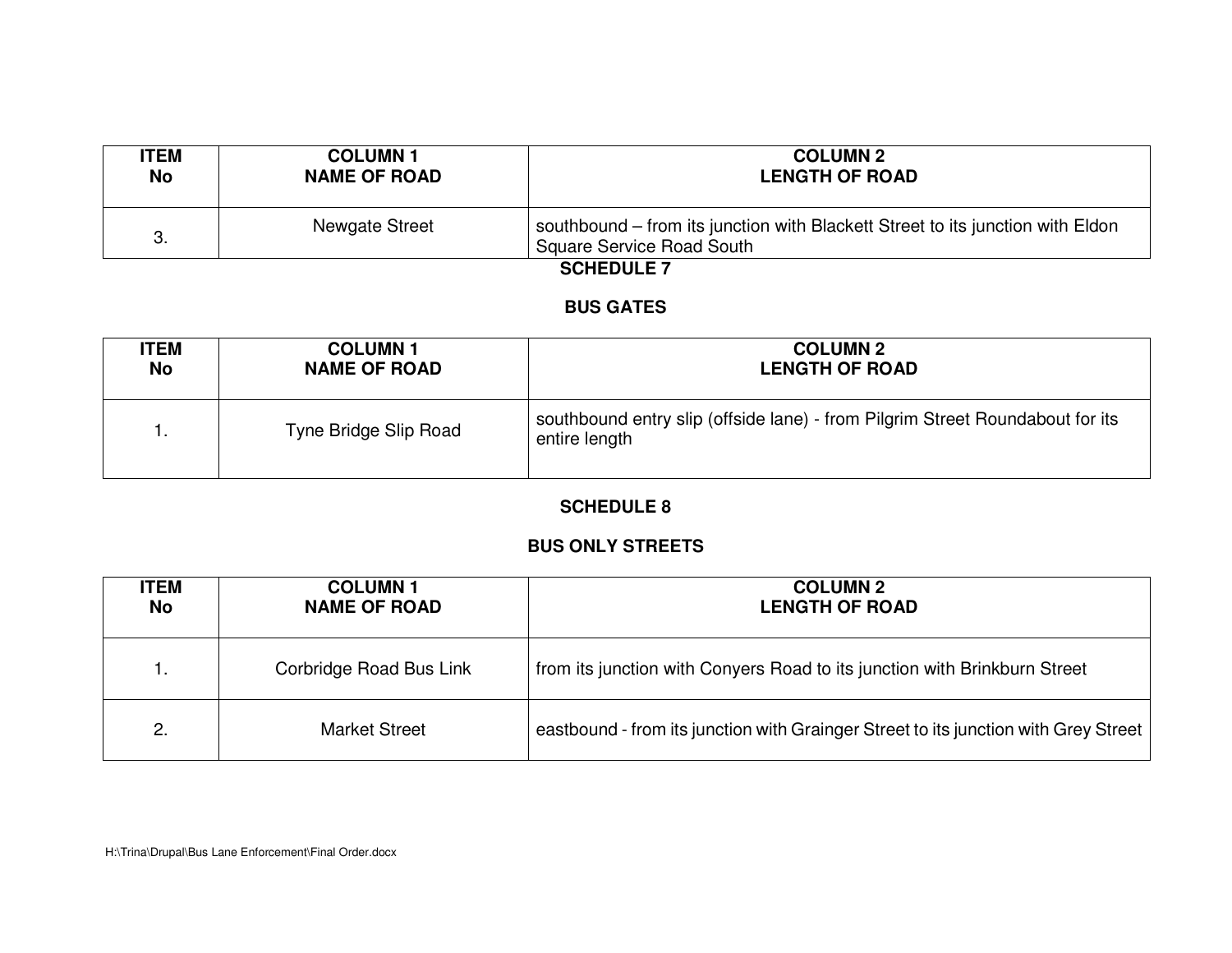| ITEM No | COLUMN 1 NAME OF ROAD | COLUMN 2 LENGTH OF ROAD |
|---|---|---|
| 3. | Newgate Street | southbound – from its junction with Blackett Street to its junction with Eldon Square Service Road South |

## SCHEDULE 7

## BUS GATES

| ITEM No | COLUMN 1 NAME OF ROAD | COLUMN 2 LENGTH OF ROAD |
|---|---|---|
| 1. | Tyne Bridge Slip Road | southbound entry slip (offside lane) - from Pilgrim Street Roundabout for its entire length |

## SCHEDULE 8

## BUS ONLY STREETS

| ITEM No | COLUMN 1 NAME OF ROAD | COLUMN 2 LENGTH OF ROAD |
|---|---|---|
| 1. | Corbridge Road Bus Link | from its junction with Conyers Road to its junction with Brinkburn Street |
| 2. | Market Street | eastbound - from its junction with Grainger Street to its junction with Grey Street |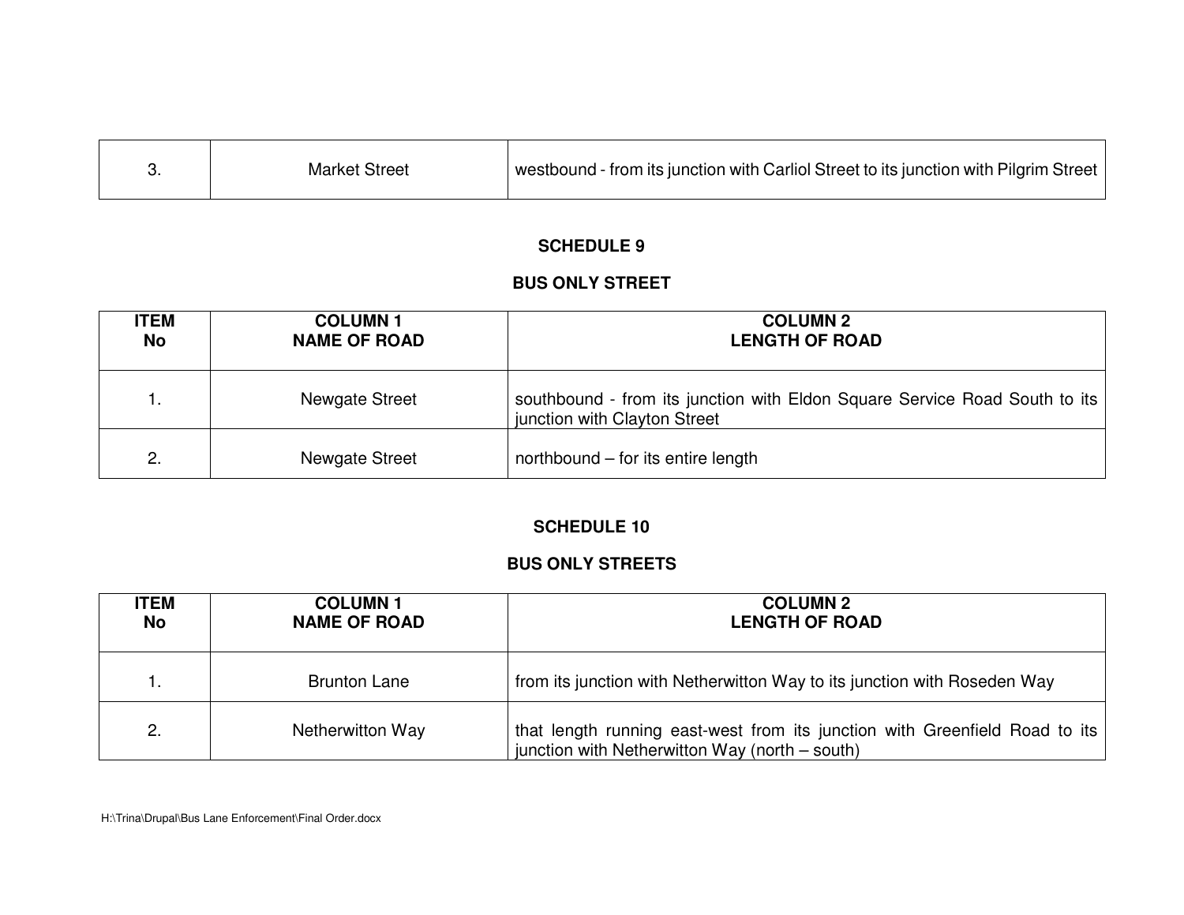| | | |
|---|---|---|
| 3. | Market Street | westbound - from its junction with Carliol Street to its junction with Pilgrim Street |

## SCHEDULE 9

## BUS ONLY STREET

| ITEM No | COLUMN 1 NAME OF ROAD | COLUMN 2 LENGTH OF ROAD |
|---|---|---|
| 1. | Newgate Street | southbound - from its junction with Eldon Square Service Road South to its junction with Clayton Street |
| 2. | Newgate Street | northbound – for its entire length |

## SCHEDULE 10

## BUS ONLY STREETS

| ITEM No | COLUMN 1 NAME OF ROAD | COLUMN 2 LENGTH OF ROAD |
|---|---|---|
| 1. | Brunton Lane | from its junction with Netherwitton Way to its junction with Roseden Way |
| 2. | Netherwitton Way | that length running east-west from its junction with Greenfield Road to its junction with Netherwitton Way (north – south) |

H:\Trina\Drupal\Bus Lane Enforcement\Final Order.docx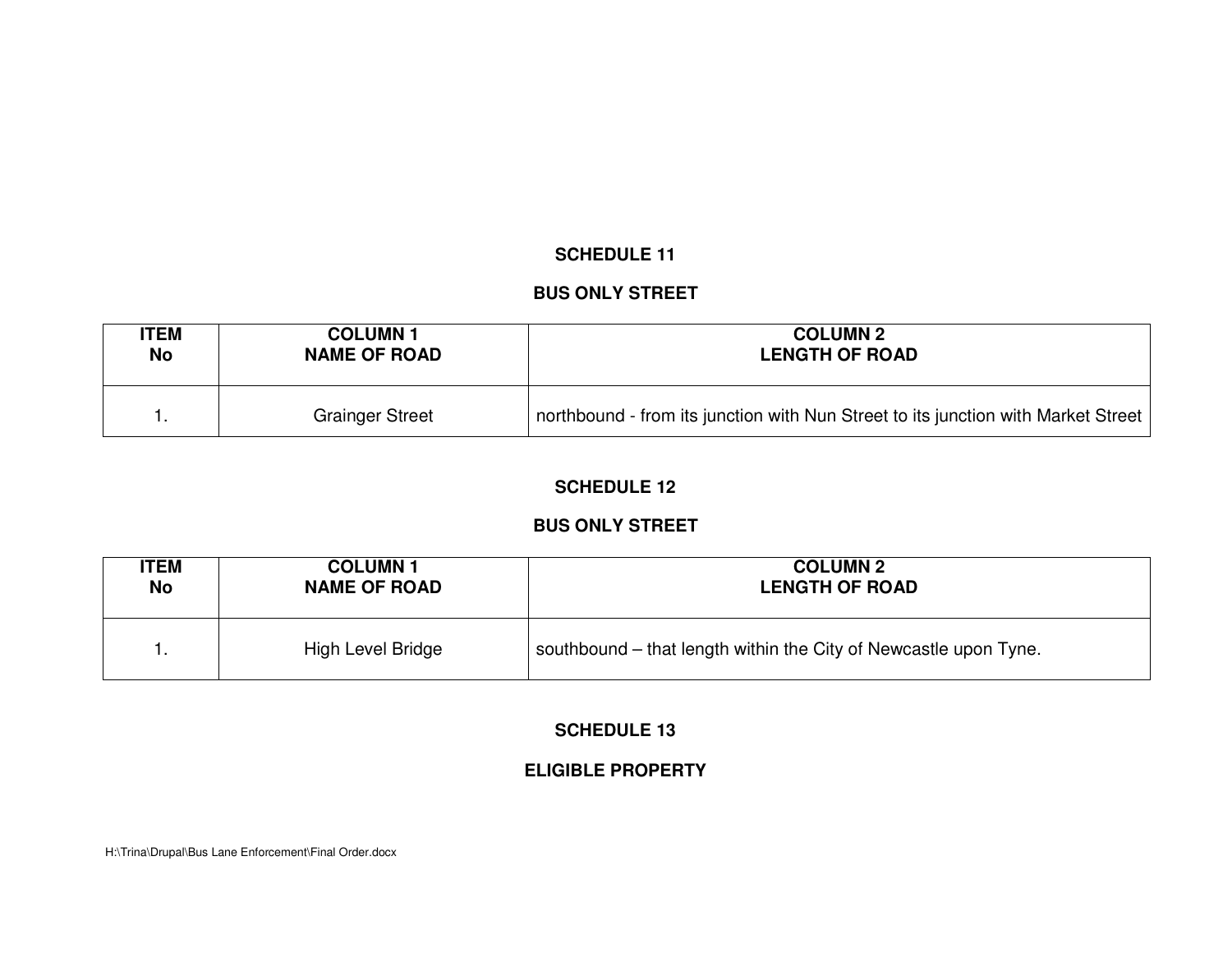## SCHEDULE 11

## BUS ONLY STREET

| ITEM No | COLUMN 1 NAME OF ROAD | COLUMN 2 LENGTH OF ROAD |
|---|---|---|
| 1. | Grainger Street | northbound - from its junction with Nun Street to its junction with Market Street |

## SCHEDULE 12

## BUS ONLY STREET

| ITEM No | COLUMN 1 NAME OF ROAD | COLUMN 2 LENGTH OF ROAD |
|---|---|---|
| 1. | High Level Bridge | southbound – that length within the City of Newcastle upon Tyne. |

## SCHEDULE 13

## ELIGIBLE PROPERTY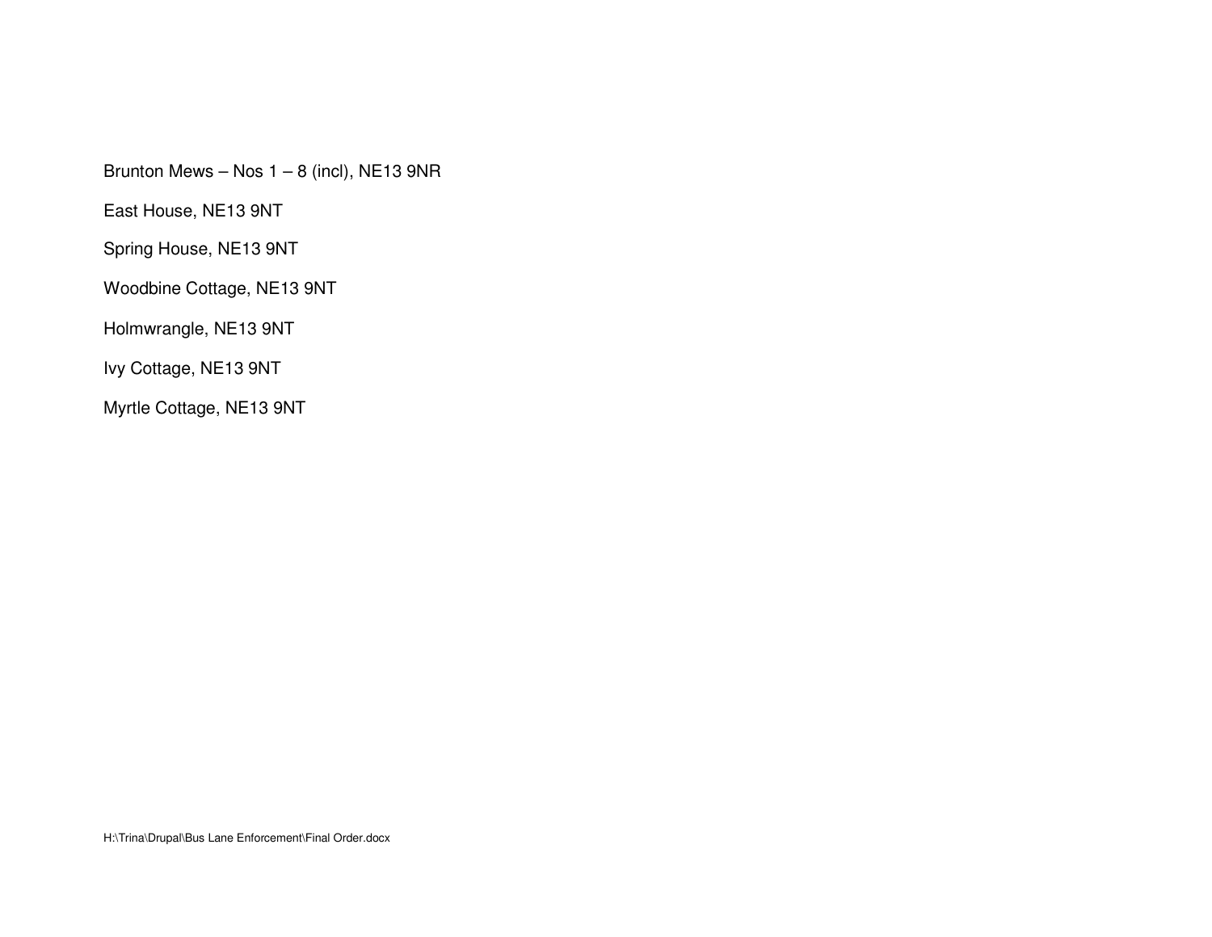Brunton Mews – Nos 1 – 8 (incl), NE13 9NR

East House, NE13 9NT

Spring House, NE13 9NT

Woodbine Cottage, NE13 9NT

Holmwrangle, NE13 9NT

Ivy Cottage, NE13 9NT

Myrtle Cottage, NE13 9NT

H:\Trina\Drupal\Bus Lane Enforcement\Final Order.docx